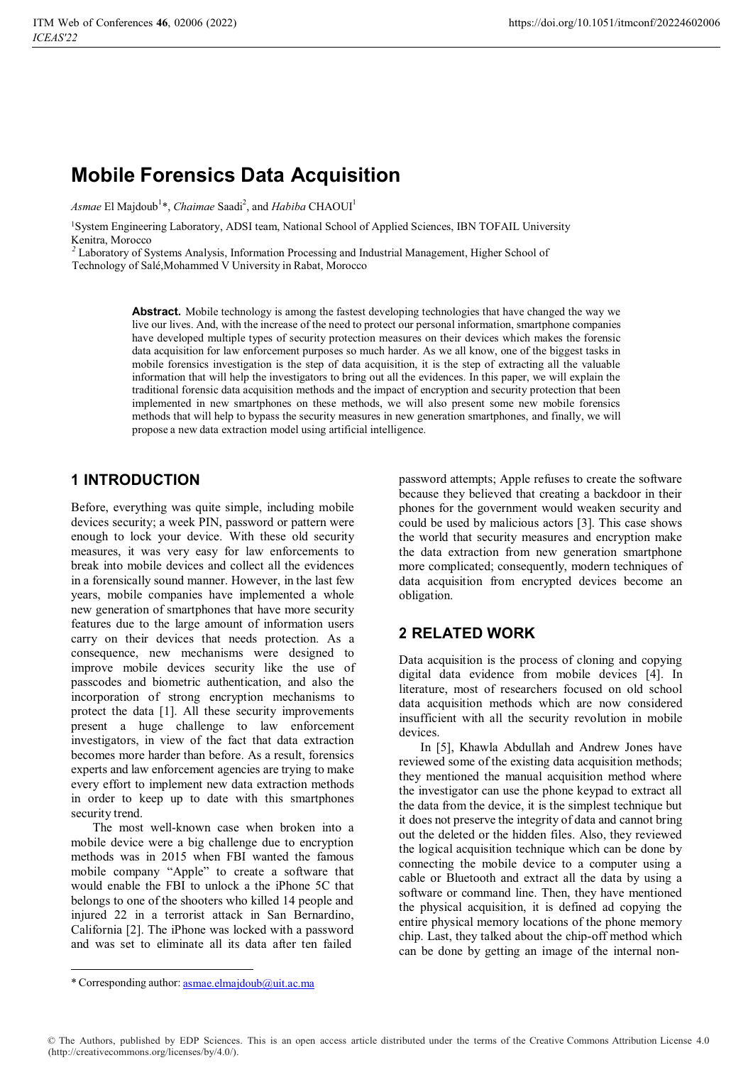# Mobile Forensics Data Acquisition

*Asmae* El Majdoub[1]*, *Chaimae* Saadi[2], and *Habiba* CHAOUI[1]

[1]System Engineering Laboratory, ADSI team, National School of Applied Sciences, IBN TOFAIL University Kenitra, Morocco

[2] Laboratory of Systems Analysis, Information Processing and Industrial Management, Higher School of Technology of Salé,Mohammed V University in Rabat, Morocco

**Abstract.** Mobile technology is among the fastest developing technologies that have changed the way we live our lives. And, with the increase of the need to protect our personal information, smartphone companies have developed multiple types of security protection measures on their devices which makes the forensic data acquisition for law enforcement purposes so much harder. As we all know, one of the biggest tasks in mobile forensics investigation is the step of data acquisition, it is the step of extracting all the valuable information that will help the investigators to bring out all the evidences. In this paper, we will explain the traditional forensic data acquisition methods and the impact of encryption and security protection that been implemented in new smartphones on these methods, we will also present some new mobile forensics methods that will help to bypass the security measures in new generation smartphones, and finally, we will propose a new data extraction model using artificial intelligence.

## 1 INTRODUCTION

Before, everything was quite simple, including mobile devices security; a week PIN, password or pattern were enough to lock your device. With these old security measures, it was very easy for law enforcements to break into mobile devices and collect all the evidences in a forensically sound manner. However, in the last few years, mobile companies have implemented a whole new generation of smartphones that have more security features due to the large amount of information users carry on their devices that needs protection. As a consequence, new mechanisms were designed to improve mobile devices security like the use of passcodes and biometric authentication, and also the incorporation of strong encryption mechanisms to protect the data [1]. All these security improvements present a huge challenge to law enforcement investigators, in view of the fact that data extraction becomes more harder than before. As a result, forensics experts and law enforcement agencies are trying to make every effort to implement new data extraction methods in order to keep up to date with this smartphones security trend.

The most well-known case when broken into a mobile device were a big challenge due to encryption methods was in 2015 when FBI wanted the famous mobile company "Apple" to create a software that would enable the FBI to unlock a the iPhone 5C that belongs to one of the shooters who killed 14 people and injured 22 in a terrorist attack in San Bernardino, California [2]. The iPhone was locked with a password and was set to eliminate all its data after ten failed password attempts; Apple refuses to create the software because they believed that creating a backdoor in their phones for the government would weaken security and could be used by malicious actors [3]. This case shows the world that security measures and encryption make the data extraction from new generation smartphone more complicated; consequently, modern techniques of data acquisition from encrypted devices become an obligation.

## 2 RELATED WORK

Data acquisition is the process of cloning and copying digital data evidence from mobile devices [4]. In literature, most of researchers focused on old school data acquisition methods which are now considered insufficient with all the security revolution in mobile devices.

In [5], Khawla Abdullah and Andrew Jones have reviewed some of the existing data acquisition methods; they mentioned the manual acquisition method where the investigator can use the phone keypad to extract all the data from the device, it is the simplest technique but it does not preserve the integrity of data and cannot bring out the deleted or the hidden files. Also, they reviewed the logical acquisition technique which can be done by connecting the mobile device to a computer using a cable or Bluetooth and extract all the data by using a software or command line. Then, they have mentioned the physical acquisition, it is defined ad copying the entire physical memory locations of the phone memory chip. Last, they talked about the chip-off method which can be done by getting an image of the internal non-

* Corresponding author: asmae.elmajdoub@uit.ac.ma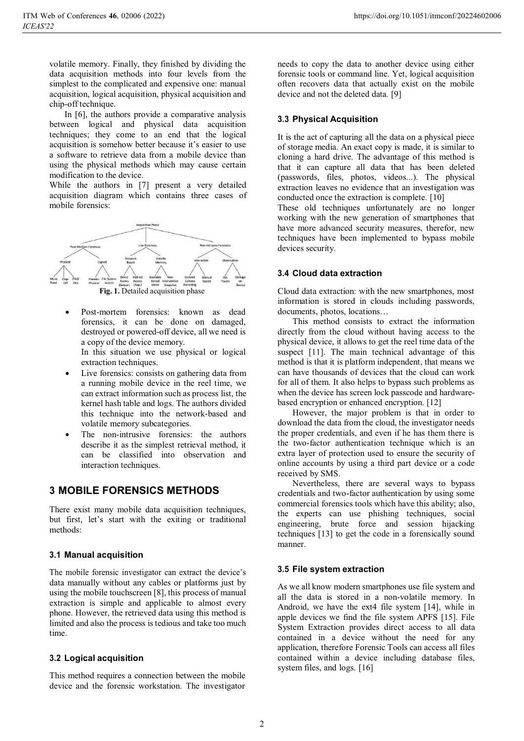volatile memory. Finally, they finished by dividing the data acquisition methods into four levels from the simplest to the complicated and expensive one: manual acquisition, logical acquisition, physical acquisition and chip-off technique.

In [6], the authors provide a comparative analysis between logical and physical data acquisition techniques; they come to an end that the logical acquisition is somehow better because it's easier to use a software to retrieve data from a mobile device than using the physical methods which may cause certain modification to the device.

While the authors in [7] present a very detailed acquisition diagram which contains three cases of mobile forensics:

**Fig. 1.** Detailed acquisition phase

- Post-mortem forensics: known as dead forensics, it can be done on damaged, destroyed or powered-off device, all we need is a copy of the device memory.
  In this situation we use physical or logical extraction techniques.
- Live forensics: consists on gathering data from a running mobile device in the reel time, we can extract information such as process list, the kernel hash table and logs. The authors divided this technique into the network-based and volatile memory subcategories.
- The non-intrusive forensics: the authors describe it as the simplest retrieval method, it can be classified into observation and interaction techniques.

## 3 MOBILE FORENSICS METHODS

There exist many mobile data acquisition techniques, but first, let's start with the exiting or traditional methods:

### 3.1 Manual acquisition

The mobile forensic investigator can extract the device's data manually without any cables or platforms just by using the mobile touchscreen [8], this process of manual extraction is simple and applicable to almost every phone. However, the retrieved data using this method is limited and also the process is tedious and take too much time.

### 3.2 Logical acquisition

This method requires a connection between the mobile device and the forensic workstation. The investigator needs to copy the data to another device using either forensic tools or command line. Yet, logical acquisition often recovers data that actually exist on the mobile device and not the deleted data. [9]

### 3.3 Physical Acquisition

It is the act of capturing all the data on a physical piece of storage media. An exact copy is made, it is similar to cloning a hard drive. The advantage of this method is that it can capture all data that has been deleted (passwords, files, photos, videos...). The physical extraction leaves no evidence that an investigation was conducted once the extraction is complete. [10]

These old techniques unfortunately are no longer working with the new generation of smartphones that have more advanced security measures, therefor, new techniques have been implemented to bypass mobile devices security.

### 3.4 Cloud data extraction

Cloud data extraction: with the new smartphones, most information is stored in clouds including passwords, documents, photos, locations…

This method consists to extract the information directly from the cloud without having access to the physical device, it allows to get the reel time data of the suspect [11]. The main technical advantage of this method is that it is platform independent, that means we can have thousands of devices that the cloud can work for all of them. It also helps to bypass such problems as when the device has screen lock passcode and hardware-based encryption or enhanced encryption. [12]

However, the major problem is that in order to download the data from the cloud, the investigator needs the proper credentials, and even if he has them there is the two-factor authentication technique which is an extra layer of protection used to ensure the security of online accounts by using a third part device or a code received by SMS.

Nevertheless, there are several ways to bypass credentials and two-factor authentication by using some commercial forensics tools which have this ability; also, the experts can use phishing techniques, social engineering, brute force and session hijacking techniques [13] to get the code in a forensically sound manner.

### 3.5 File system extraction

As we all know modern smartphones use file system and all the data is stored in a non-volatile memory. In Android, we have the ext4 file system [14], while in apple devices we find the file system APFS [15]. File System Extraction provides direct access to all data contained in a device without the need for any application, therefore Forensic Tools can access all files contained within a device including database files, system files, and logs. [16]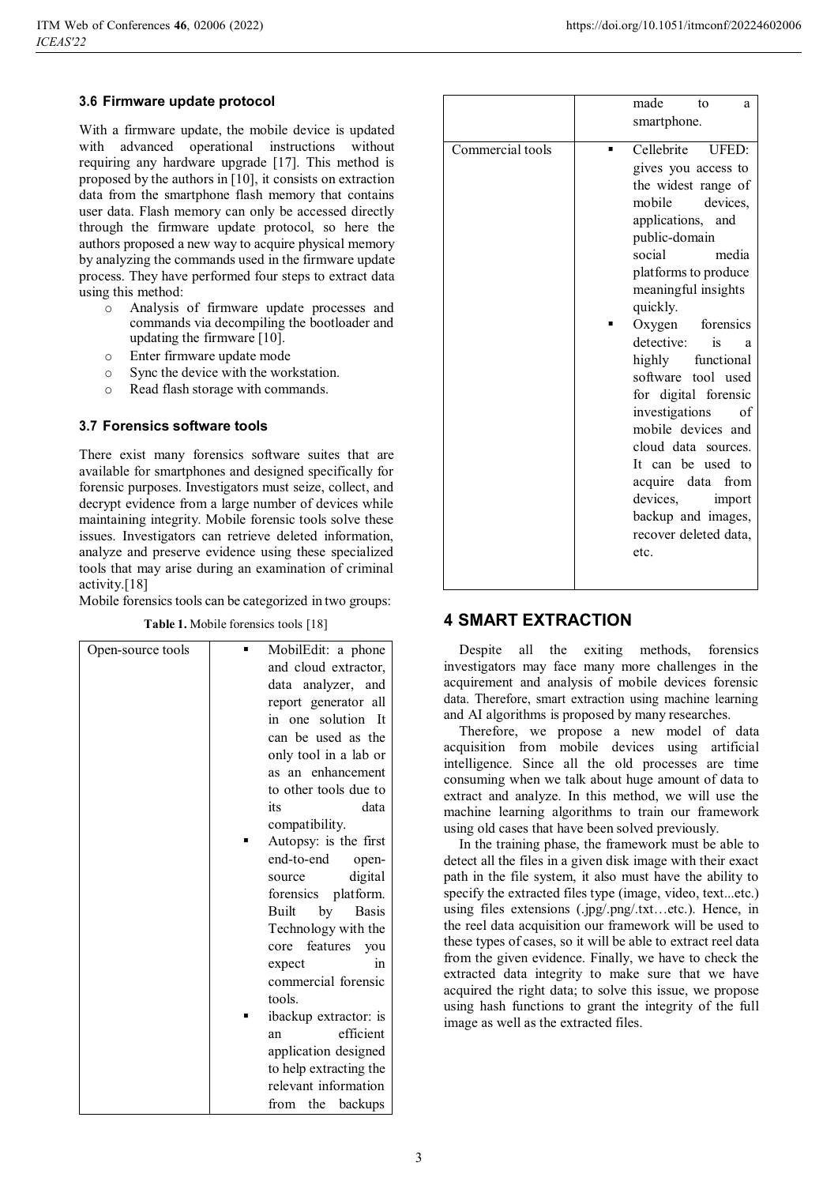### 3.6 Firmware update protocol

With a firmware update, the mobile device is updated with advanced operational instructions without requiring any hardware upgrade [17]. This method is proposed by the authors in [10], it consists on extraction data from the smartphone flash memory that contains user data. Flash memory can only be accessed directly through the firmware update protocol, so here the authors proposed a new way to acquire physical memory by analyzing the commands used in the firmware update process. They have performed four steps to extract data using this method:

- Analysis of firmware update processes and commands via decompiling the bootloader and updating the firmware [10].
- Enter firmware update mode
- Sync the device with the workstation.
- Read flash storage with commands.

### 3.7 Forensics software tools

There exist many forensics software suites that are available for smartphones and designed specifically for forensic purposes. Investigators must seize, collect, and decrypt evidence from a large number of devices while maintaining integrity. Mobile forensic tools solve these issues. Investigators can retrieve deleted information, analyze and preserve evidence using these specialized tools that may arise during an examination of criminal activity.[18]

Mobile forensics tools can be categorized in two groups:

**Table 1.** Mobile forensics tools [18]

| | |
|---|---|
| Open-source tools | ▪ MobilEdit: a phone and cloud extractor, data analyzer, and report generator all in one solution It can be used as the only tool in a lab or as an enhancement to other tools due to its data compatibility. <br> ▪ Autopsy: is the first end-to-end open-source digital forensics platform. Built by Basis Technology with the core features you expect in commercial forensic tools. <br> ▪ ibackup extractor: is an efficient application designed to help extracting the relevant information from the backups made to a smartphone. |
| Commercial tools | ▪ Cellebrite UFED: gives you access to the widest range of mobile devices, applications, and public-domain social media platforms to produce meaningful insights quickly. <br> ▪ Oxygen forensics detective: is a highly functional software tool used for digital forensic investigations of mobile devices and cloud data sources. It can be used to acquire data from devices, import backup and images, recover deleted data, etc. |

## 4 SMART EXTRACTION

Despite all the exiting methods, forensics investigators may face many more challenges in the acquirement and analysis of mobile devices forensic data. Therefore, smart extraction using machine learning and AI algorithms is proposed by many researches.

Therefore, we propose a new model of data acquisition from mobile devices using artificial intelligence. Since all the old processes are time consuming when we talk about huge amount of data to extract and analyze. In this method, we will use the machine learning algorithms to train our framework using old cases that have been solved previously.

In the training phase, the framework must be able to detect all the files in a given disk image with their exact path in the file system, it also must have the ability to specify the extracted files type (image, video, text...etc.) using files extensions (.jpg/.png/.txt…etc.). Hence, in the reel data acquisition our framework will be used to these types of cases, so it will be able to extract reel data from the given evidence. Finally, we have to check the extracted data integrity to make sure that we have acquired the right data; to solve this issue, we propose using hash functions to grant the integrity of the full image as well as the extracted files.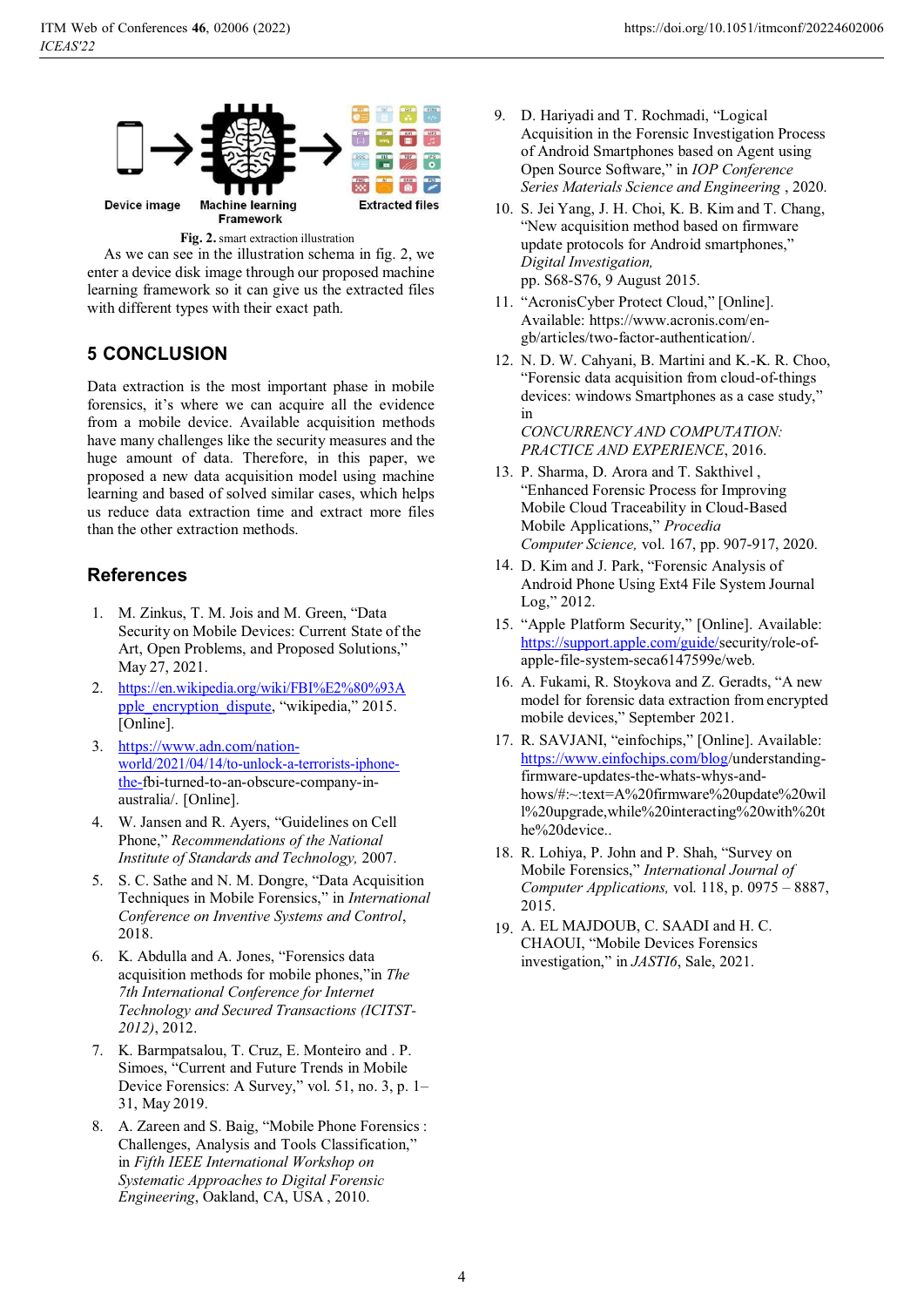Device image

Machine learning Framework

Extracted files

**Fig. 2.** smart extraction illustration

As we can see in the illustration schema in fig. 2, we enter a device disk image through our proposed machine learning framework so it can give us the extracted files with different types with their exact path.

## 5 CONCLUSION

Data extraction is the most important phase in mobile forensics, it's where we can acquire all the evidence from a mobile device. Available acquisition methods have many challenges like the security measures and the huge amount of data. Therefore, in this paper, we proposed a new data acquisition model using machine learning and based of solved similar cases, which helps us reduce data extraction time and extract more files than the other extraction methods.

## References

1. M. Zinkus, T. M. Jois and M. Green, "Data Security on Mobile Devices: Current State of the Art, Open Problems, and Proposed Solutions," May 27, 2021.
2. https://en.wikipedia.org/wiki/FBI%E2%80%93Apple_encryption_dispute, "wikipedia," 2015. [Online].
3. https://www.adn.com/nation-world/2021/04/14/to-unlock-a-terrorists-iphone-the-fbi-turned-to-an-obscure-company-in-australia/. [Online].
4. W. Jansen and R. Ayers, "Guidelines on Cell Phone," *Recommendations of the National Institute of Standards and Technology,* 2007.
5. S. C. Sathe and N. M. Dongre, "Data Acquisition Techniques in Mobile Forensics," in *International Conference on Inventive Systems and Control*, 2018.
6. K. Abdulla and A. Jones, "Forensics data acquisition methods for mobile phones,"in *The 7th International Conference for Internet Technology and Secured Transactions (ICITST-2012)*, 2012.
7. K. Barmpatsalou, T. Cruz, E. Monteiro and . P. Simoes, "Current and Future Trends in Mobile Device Forensics: A Survey," vol. 51, no. 3, p. 1–31, May 2019.
8. A. Zareen and S. Baig, "Mobile Phone Forensics : Challenges, Analysis and Tools Classification," in *Fifth IEEE International Workshop on Systematic Approaches to Digital Forensic Engineering*, Oakland, CA, USA , 2010.
9. D. Hariyadi and T. Rochmadi, "Logical Acquisition in the Forensic Investigation Process of Android Smartphones based on Agent using Open Source Software," in *IOP Conference Series Materials Science and Engineering* , 2020.
10. S. Jei Yang, J. H. Choi, K. B. Kim and T. Chang, "New acquisition method based on firmware update protocols for Android smartphones," *Digital Investigation,* pp. S68-S76, 9 August 2015.
11. "AcronisCyber Protect Cloud," [Online]. Available: https://www.acronis.com/en-gb/articles/two-factor-authentication/.
12. N. D. W. Cahyani, B. Martini and K.-K. R. Choo, "Forensic data acquisition from cloud-of-things devices: windows Smartphones as a case study," in *CONCURRENCY AND COMPUTATION: PRACTICE AND EXPERIENCE*, 2016.
13. P. Sharma, D. Arora and T. Sakthivel , "Enhanced Forensic Process for Improving Mobile Cloud Traceability in Cloud-Based Mobile Applications," *Procedia Computer Science,* vol. 167, pp. 907-917, 2020.
14. D. Kim and J. Park, "Forensic Analysis of Android Phone Using Ext4 File System Journal Log," 2012.
15. "Apple Platform Security," [Online]. Available: https://support.apple.com/guide/security/role-of-apple-file-system-seca6147599e/web.
16. A. Fukami, R. Stoykova and Z. Geradts, "A new model for forensic data extraction from encrypted mobile devices," September 2021.
17. R. SAVJANI, "einfochips," [Online]. Available: https://www.einfochips.com/blog/understanding-firmware-updates-the-whats-whys-and-hows/#:~:text=A%20firmware%20update%20will%20upgrade,while%20interacting%20with%20the%20device..
18. R. Lohiya, P. John and P. Shah, "Survey on Mobile Forensics," *International Journal of Computer Applications,* vol. 118, p. 0975 – 8887, 2015.
19. A. EL MAJDOUB, C. SAADI and H. C. CHAOUI, "Mobile Devices Forensics investigation," in *JASTI6*, Sale, 2021.